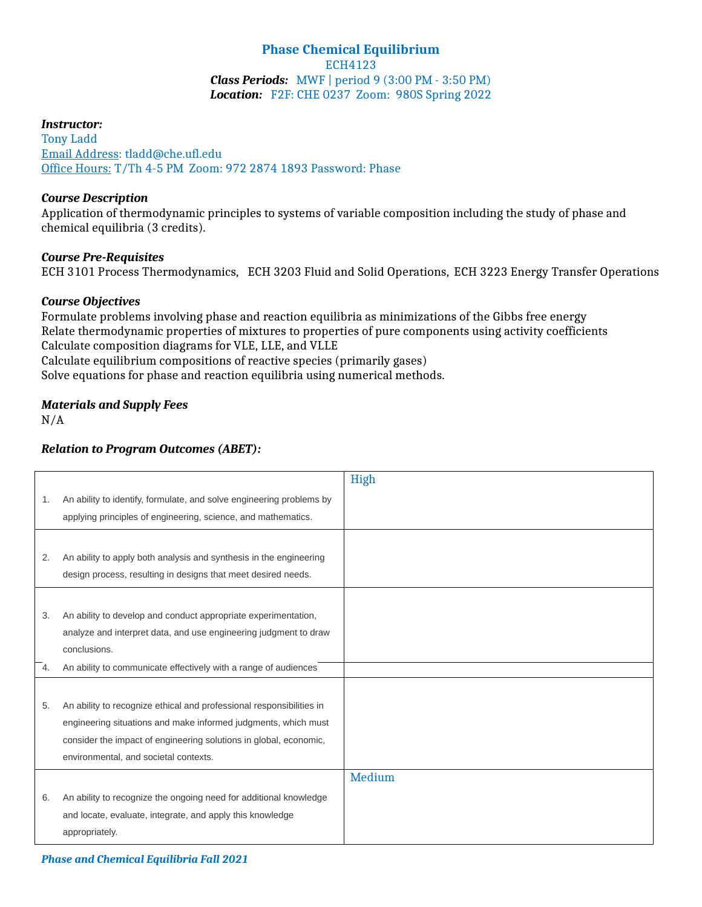# Phase Chemical Equilibrium

ECH4123

***Class Periods:*** MWF | period 9 (3:00 PM - 3:50 PM)

***Location:*** F2F: CHE 0237 Zoom: 980S Spring 2022

***Instructor:***

Tony Ladd

Email Address: tladd@che.ufl.edu

Office Hours: T/Th 4-5 PM Zoom: 972 2874 1893 Password: Phase

***Course Description***

Application of thermodynamic principles to systems of variable composition including the study of phase and chemical equilibria (3 credits).

***Course Pre-Requisites***

ECH 3101 Process Thermodynamics, ECH 3203 Fluid and Solid Operations, ECH 3223 Energy Transfer Operations

***Course Objectives***

Formulate problems involving phase and reaction equilibria as minimizations of the Gibbs free energy
Relate thermodynamic properties of mixtures to properties of pure components using activity coefficients
Calculate composition diagrams for VLE, LLE, and VLLE
Calculate equilibrium compositions of reactive species (primarily gases)
Solve equations for phase and reaction equilibria using numerical methods.

***Materials and Supply Fees***

N/A

***Relation to Program Outcomes (ABET):***

| Outcome | Level |
|---|---|
| 1. An ability to identify, formulate, and solve engineering problems by applying principles of engineering, science, and mathematics. | High |
| 2. An ability to apply both analysis and synthesis in the engineering design process, resulting in designs that meet desired needs. | |
| 3. An ability to develop and conduct appropriate experimentation, analyze and interpret data, and use engineering judgment to draw conclusions. | |
| 4. An ability to communicate effectively with a range of audiences | |
| 5. An ability to recognize ethical and professional responsibilities in engineering situations and make informed judgments, which must consider the impact of engineering solutions in global, economic, environmental, and societal contexts. | |
| 6. An ability to recognize the ongoing need for additional knowledge and locate, evaluate, integrate, and apply this knowledge appropriately. | Medium |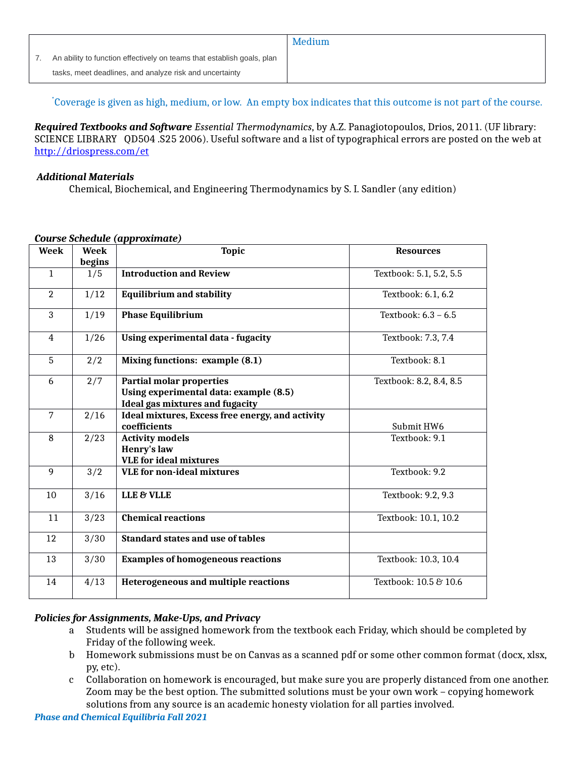| 7. An ability to function effectively on teams that establish goals, plan tasks, meet deadlines, and analyze risk and uncertainty | Medium |
|---|---|

*Coverage is given as high, medium, or low. An empty box indicates that this outcome is not part of the course.

***Required Textbooks and Software*** *Essential Thermodynamics*, by A.Z. Panagiotopoulos, Drios, 2011. (UF library: SCIENCE LIBRARY QD504 .S25 2006). Useful software and a list of typographical errors are posted on the web at http://driospress.com/et

***Additional Materials***

Chemical, Biochemical, and Engineering Thermodynamics by S. I. Sandler (any edition)

***Course Schedule (approximate)***

| Week | Week begins | Topic | Resources |
|---|---|---|---|
| 1 | 1/5 | **Introduction and Review** | Textbook: 5.1, 5.2, 5.5 |
| 2 | 1/12 | **Equilibrium and stability** | Textbook: 6.1, 6.2 |
| 3 | 1/19 | **Phase Equilibrium** | Textbook: 6.3 – 6.5 |
| 4 | 1/26 | **Using experimental data - fugacity** | Textbook: 7.3, 7.4 |
| 5 | 2/2 | **Mixing functions: example (8.1)** | Textbook: 8.1 |
| 6 | 2/7 | **Partial molar properties**<br>**Using experimental data: example (8.5)**<br>**Ideal gas mixtures and fugacity** | Textbook: 8.2, 8.4, 8.5 |
| 7 | 2/16 | **Ideal mixtures, Excess free energy, and activity coefficients** | Submit HW6 |
| 8 | 2/23 | **Activity models**<br>**Henry's law**<br>**VLE for ideal mixtures** | Textbook: 9.1 |
| 9 | 3/2 | **VLE for non-ideal mixtures** | Textbook: 9.2 |
| 10 | 3/16 | **LLE & VLLE** | Textbook: 9.2, 9.3 |
| 11 | 3/23 | **Chemical reactions** | Textbook: 10.1, 10.2 |
| 12 | 3/30 | **Standard states and use of tables** | |
| 13 | 3/30 | **Examples of homogeneous reactions** | Textbook: 10.3, 10.4 |
| 14 | 4/13 | **Heterogeneous and multiple reactions** | Textbook: 10.5 & 10.6 |

***Policies for Assignments, Make-Ups, and Privacy***

a. Students will be assigned homework from the textbook each Friday, which should be completed by Friday of the following week.
b. Homework submissions must be on Canvas as a scanned pdf or some other common format (docx, xlsx, py, etc).
c. Collaboration on homework is encouraged, but make sure you are properly distanced from one another. Zoom may be the best option. The submitted solutions must be your own work – copying homework solutions from any source is an academic honesty violation for all parties involved.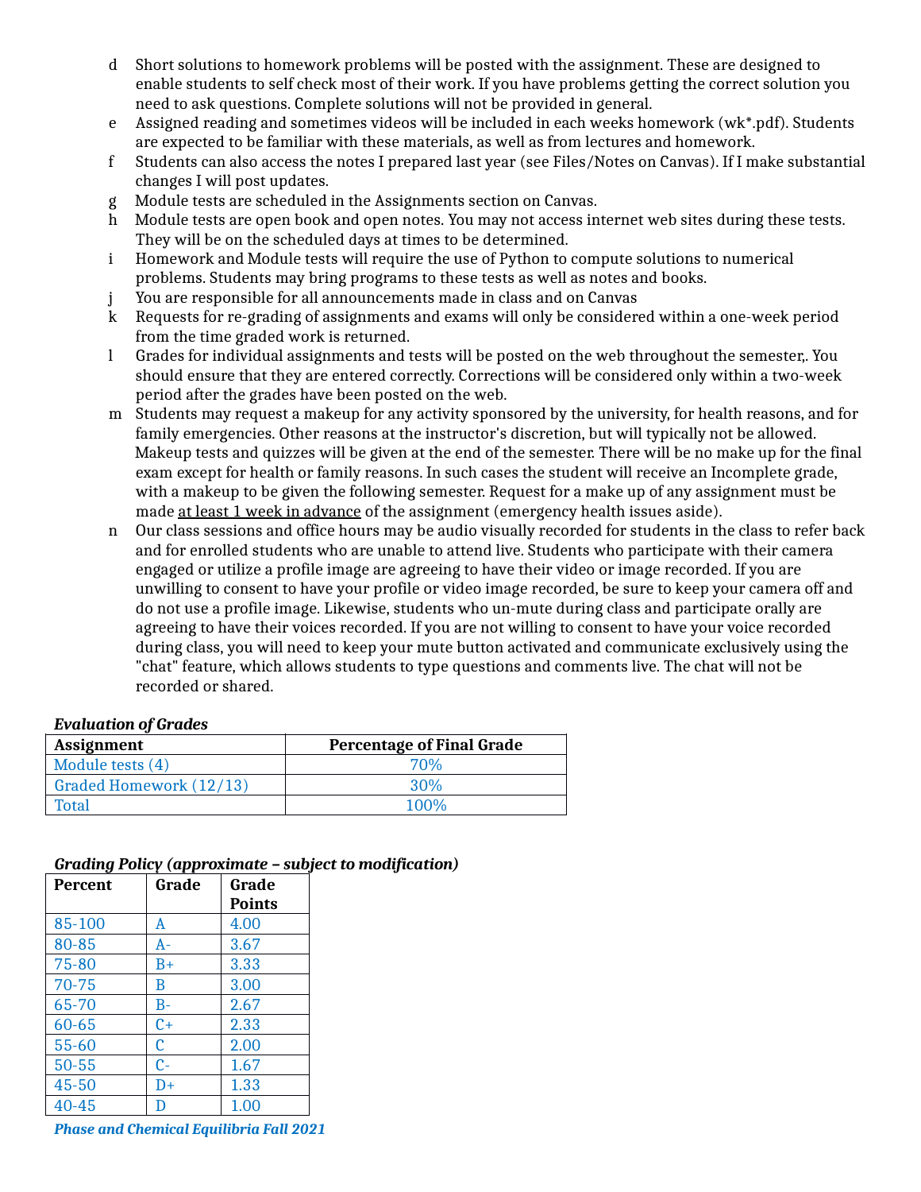d Short solutions to homework problems will be posted with the assignment. These are designed to enable students to self check most of their work. If you have problems getting the correct solution you need to ask questions. Complete solutions will not be provided in general.

e Assigned reading and sometimes videos will be included in each weeks homework (wk*.pdf). Students are expected to be familiar with these materials, as well as from lectures and homework.

f Students can also access the notes I prepared last year (see Files/Notes on Canvas). If I make substantial changes I will post updates.

g Module tests are scheduled in the Assignments section on Canvas.

h Module tests are open book and open notes. You may not access internet web sites during these tests. They will be on the scheduled days at times to be determined.

i Homework and Module tests will require the use of Python to compute solutions to numerical problems. Students may bring programs to these tests as well as notes and books.

j You are responsible for all announcements made in class and on Canvas

k Requests for re-grading of assignments and exams will only be considered within a one-week period from the time graded work is returned.

l Grades for individual assignments and tests will be posted on the web throughout the semester,. You should ensure that they are entered correctly. Corrections will be considered only within a two-week period after the grades have been posted on the web.

m Students may request a makeup for any activity sponsored by the university, for health reasons, and for family emergencies. Other reasons at the instructor's discretion, but will typically not be allowed. Makeup tests and quizzes will be given at the end of the semester. There will be no make up for the final exam except for health or family reasons. In such cases the student will receive an Incomplete grade, with a makeup to be given the following semester. Request for a make up of any assignment must be made <u>at least 1 week in advance</u> of the assignment (emergency health issues aside).

n Our class sessions and office hours may be audio visually recorded for students in the class to refer back and for enrolled students who are unable to attend live. Students who participate with their camera engaged or utilize a profile image are agreeing to have their video or image recorded. If you are unwilling to consent to have your profile or video image recorded, be sure to keep your camera off and do not use a profile image. Likewise, students who un-mute during class and participate orally are agreeing to have their voices recorded. If you are not willing to consent to have your voice recorded during class, you will need to keep your mute button activated and communicate exclusively using the "chat" feature, which allows students to type questions and comments live. The chat will not be recorded or shared.

***Evaluation of Grades***

| Assignment | Percentage of Final Grade |
|---|---|
| Module tests (4) | 70% |
| Graded Homework (12/13) | 30% |
| Total | 100% |

***Grading Policy (approximate – subject to modification)***

| Percent | Grade | Grade Points |
|---|---|---|
| 85-100 | A | 4.00 |
| 80-85 | A- | 3.67 |
| 75-80 | B+ | 3.33 |
| 70-75 | B | 3.00 |
| 65-70 | B- | 2.67 |
| 60-65 | C+ | 2.33 |
| 55-60 | C | 2.00 |
| 50-55 | C- | 1.67 |
| 45-50 | D+ | 1.33 |
| 40-45 | D | 1.00 |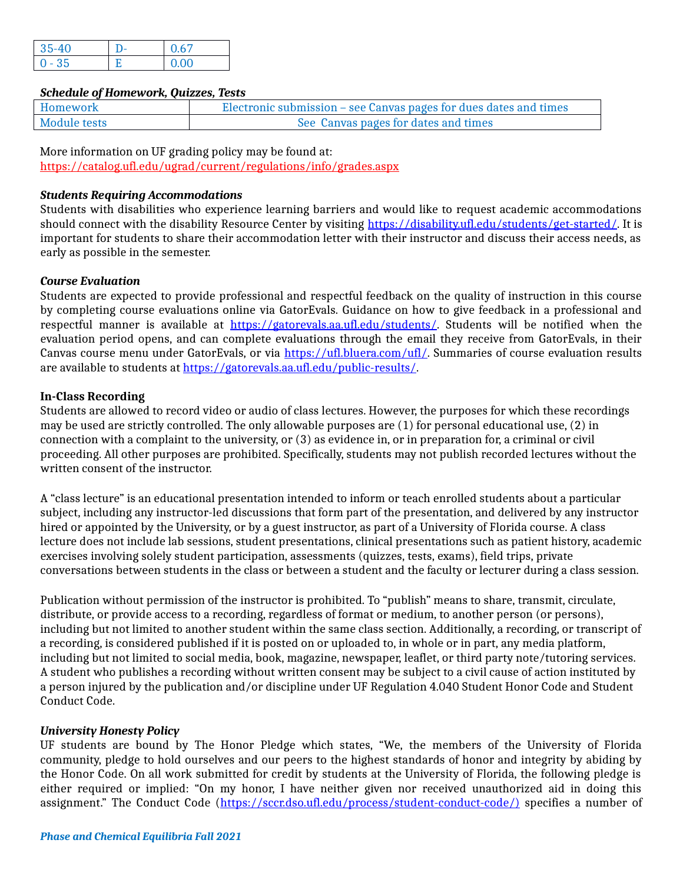| 35-40 | D- | 0.67 |
|---|---|---|
| 0 - 35 | E | 0.00 |

***Schedule of Homework, Quizzes, Tests***

| Homework | Electronic submission – see Canvas pages for dues dates and times |
|---|---|
| Module tests | See Canvas pages for dates and times |

More information on UF grading policy may be found at:
https://catalog.ufl.edu/ugrad/current/regulations/info/grades.aspx

***Students Requiring Accommodations***

Students with disabilities who experience learning barriers and would like to request academic accommodations should connect with the disability Resource Center by visiting https://disability.ufl.edu/students/get-started/. It is important for students to share their accommodation letter with their instructor and discuss their access needs, as early as possible in the semester.

***Course Evaluation***

Students are expected to provide professional and respectful feedback on the quality of instruction in this course by completing course evaluations online via GatorEvals. Guidance on how to give feedback in a professional and respectful manner is available at https://gatorevals.aa.ufl.edu/students/. Students will be notified when the evaluation period opens, and can complete evaluations through the email they receive from GatorEvals, in their Canvas course menu under GatorEvals, or via https://ufl.bluera.com/ufl/. Summaries of course evaluation results are available to students at https://gatorevals.aa.ufl.edu/public-results/.

**In-Class Recording**

Students are allowed to record video or audio of class lectures. However, the purposes for which these recordings may be used are strictly controlled. The only allowable purposes are (1) for personal educational use, (2) in connection with a complaint to the university, or (3) as evidence in, or in preparation for, a criminal or civil proceeding. All other purposes are prohibited. Specifically, students may not publish recorded lectures without the written consent of the instructor.

A "class lecture" is an educational presentation intended to inform or teach enrolled students about a particular subject, including any instructor-led discussions that form part of the presentation, and delivered by any instructor hired or appointed by the University, or by a guest instructor, as part of a University of Florida course. A class lecture does not include lab sessions, student presentations, clinical presentations such as patient history, academic exercises involving solely student participation, assessments (quizzes, tests, exams), field trips, private conversations between students in the class or between a student and the faculty or lecturer during a class session.

Publication without permission of the instructor is prohibited. To "publish" means to share, transmit, circulate, distribute, or provide access to a recording, regardless of format or medium, to another person (or persons), including but not limited to another student within the same class section. Additionally, a recording, or transcript of a recording, is considered published if it is posted on or uploaded to, in whole or in part, any media platform, including but not limited to social media, book, magazine, newspaper, leaflet, or third party note/tutoring services. A student who publishes a recording without written consent may be subject to a civil cause of action instituted by a person injured by the publication and/or discipline under UF Regulation 4.040 Student Honor Code and Student Conduct Code.

***University Honesty Policy***

UF students are bound by The Honor Pledge which states, "We, the members of the University of Florida community, pledge to hold ourselves and our peers to the highest standards of honor and integrity by abiding by the Honor Code. On all work submitted for credit by students at the University of Florida, the following pledge is either required or implied: "On my honor, I have neither given nor received unauthorized aid in doing this assignment." The Conduct Code (https://sccr.dso.ufl.edu/process/student-conduct-code/) specifies a number of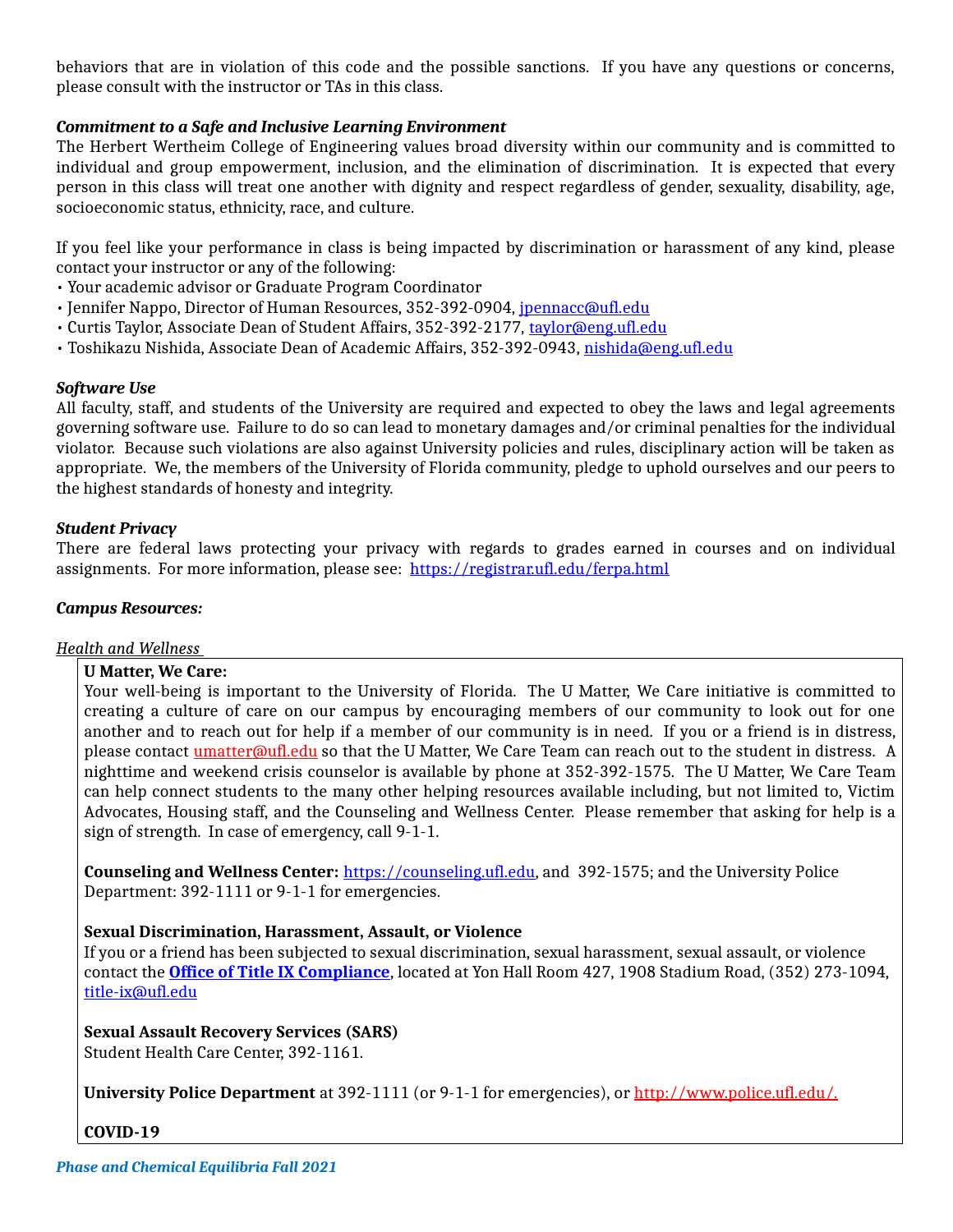behaviors that are in violation of this code and the possible sanctions. If you have any questions or concerns, please consult with the instructor or TAs in this class.

***Commitment to a Safe and Inclusive Learning Environment***

The Herbert Wertheim College of Engineering values broad diversity within our community and is committed to individual and group empowerment, inclusion, and the elimination of discrimination. It is expected that every person in this class will treat one another with dignity and respect regardless of gender, sexuality, disability, age, socioeconomic status, ethnicity, race, and culture.

If you feel like your performance in class is being impacted by discrimination or harassment of any kind, please contact your instructor or any of the following:

- Your academic advisor or Graduate Program Coordinator
- Jennifer Nappo, Director of Human Resources, 352-392-0904, jpennacc@ufl.edu
- Curtis Taylor, Associate Dean of Student Affairs, 352-392-2177, taylor@eng.ufl.edu
- Toshikazu Nishida, Associate Dean of Academic Affairs, 352-392-0943, nishida@eng.ufl.edu

***Software Use***

All faculty, staff, and students of the University are required and expected to obey the laws and legal agreements governing software use. Failure to do so can lead to monetary damages and/or criminal penalties for the individual violator. Because such violations are also against University policies and rules, disciplinary action will be taken as appropriate. We, the members of the University of Florida community, pledge to uphold ourselves and our peers to the highest standards of honesty and integrity.

***Student Privacy***

There are federal laws protecting your privacy with regards to grades earned in courses and on individual assignments. For more information, please see: https://registrar.ufl.edu/ferpa.html

***Campus Resources:***

*Health and Wellness*

**U Matter, We Care:**
Your well-being is important to the University of Florida. The U Matter, We Care initiative is committed to creating a culture of care on our campus by encouraging members of our community to look out for one another and to reach out for help if a member of our community is in need. If you or a friend is in distress, please contact umatter@ufl.edu so that the U Matter, We Care Team can reach out to the student in distress. A nighttime and weekend crisis counselor is available by phone at 352-392-1575. The U Matter, We Care Team can help connect students to the many other helping resources available including, but not limited to, Victim Advocates, Housing staff, and the Counseling and Wellness Center. Please remember that asking for help is a sign of strength. In case of emergency, call 9-1-1.

**Counseling and Wellness Center:** https://counseling.ufl.edu, and 392-1575; and the University Police Department: 392-1111 or 9-1-1 for emergencies.

**Sexual Discrimination, Harassment, Assault, or Violence**
If you or a friend has been subjected to sexual discrimination, sexual harassment, sexual assault, or violence contact the **Office of Title IX Compliance**, located at Yon Hall Room 427, 1908 Stadium Road, (352) 273-1094, title-ix@ufl.edu

**Sexual Assault Recovery Services (SARS)**
Student Health Care Center, 392-1161.

**University Police Department** at 392-1111 (or 9-1-1 for emergencies), or http://www.police.ufl.edu/.

**COVID-19**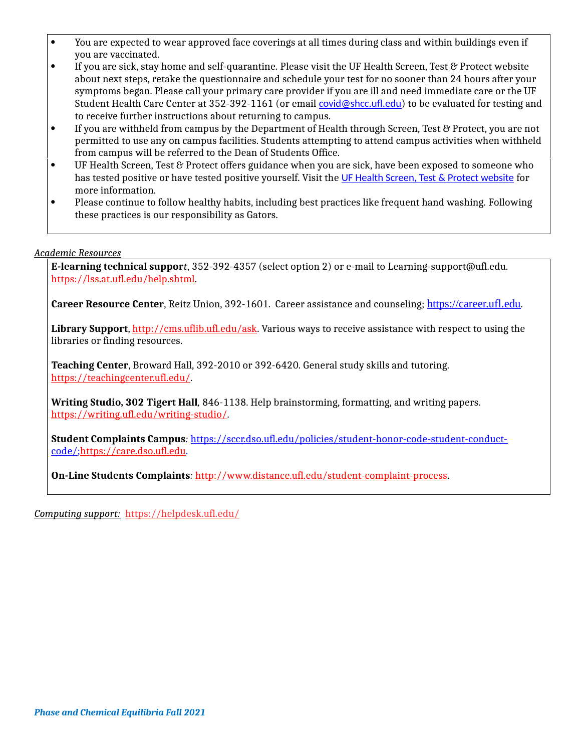- You are expected to wear approved face coverings at all times during class and within buildings even if you are vaccinated.
- If you are sick, stay home and self-quarantine. Please visit the UF Health Screen, Test & Protect website about next steps, retake the questionnaire and schedule your test for no sooner than 24 hours after your symptoms began. Please call your primary care provider if you are ill and need immediate care or the UF Student Health Care Center at 352-392-1161 (or email covid@shcc.ufl.edu) to be evaluated for testing and to receive further instructions about returning to campus.
- If you are withheld from campus by the Department of Health through Screen, Test & Protect, you are not permitted to use any on campus facilities. Students attempting to attend campus activities when withheld from campus will be referred to the Dean of Students Office.
- UF Health Screen, Test & Protect offers guidance when you are sick, have been exposed to someone who has tested positive or have tested positive yourself. Visit the UF Health Screen, Test & Protect website for more information.
- Please continue to follow healthy habits, including best practices like frequent hand washing. Following these practices is our responsibility as Gators.

*Academic Resources*

**E-learning technical support**, 352-392-4357 (select option 2) or e-mail to Learning-support@ufl.edu. https://lss.at.ufl.edu/help.shtml.

**Career Resource Center**, Reitz Union, 392-1601. Career assistance and counseling; https://career.ufl.edu.

**Library Support**, http://cms.uflib.ufl.edu/ask. Various ways to receive assistance with respect to using the libraries or finding resources.

**Teaching Center**, Broward Hall, 392-2010 or 392-6420. General study skills and tutoring. https://teachingcenter.ufl.edu/.

**Writing Studio, 302 Tigert Hall**, 846-1138. Help brainstorming, formatting, and writing papers. https://writing.ufl.edu/writing-studio/.

**Student Complaints Campus**: https://sccr.dso.ufl.edu/policies/student-honor-code-student-conduct-code/;https://care.dso.ufl.edu.

**On-Line Students Complaints**: http://www.distance.ufl.edu/student-complaint-process.

*Computing support:* https://helpdesk.ufl.edu/